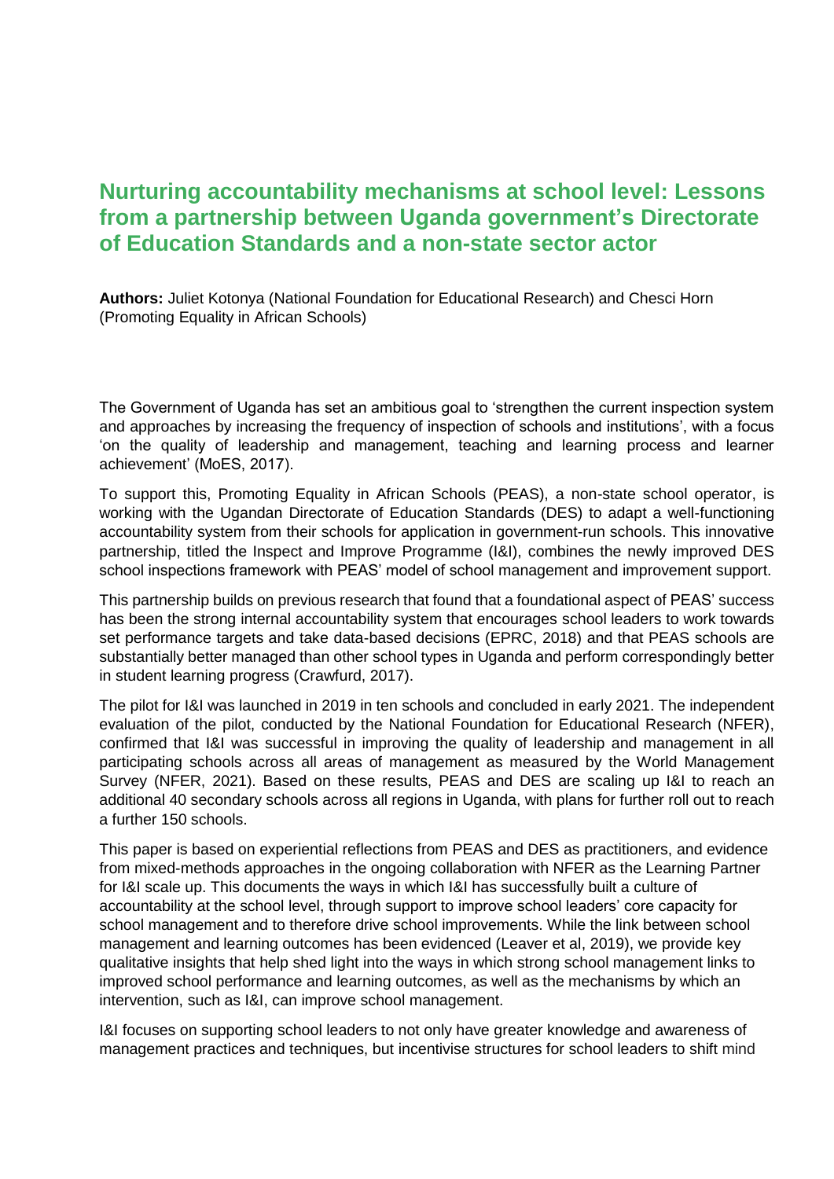# Nurturing accountability mechanisms at school level: Lessons from a partnership between Uganda government's Directorate of Education Standards and a non-state sector actor

**Authors:** Juliet Kotonya (National Foundation for Educational Research) and Chesci Horn (Promoting Equality in African Schools)

The Government of Uganda has set an ambitious goal to 'strengthen the current inspection system and approaches by increasing the frequency of inspection of schools and institutions', with a focus 'on the quality of leadership and management, teaching and learning process and learner achievement' (MoES, 2017).

To support this, Promoting Equality in African Schools (PEAS), a non-state school operator, is working with the Ugandan Directorate of Education Standards (DES) to adapt a well-functioning accountability system from their schools for application in government-run schools. This innovative partnership, titled the Inspect and Improve Programme (I&I), combines the newly improved DES school inspections framework with PEAS' model of school management and improvement support.

This partnership builds on previous research that found that a foundational aspect of PEAS' success has been the strong internal accountability system that encourages school leaders to work towards set performance targets and take data-based decisions (EPRC, 2018) and that PEAS schools are substantially better managed than other school types in Uganda and perform correspondingly better in student learning progress (Crawfurd, 2017).

The pilot for I&I was launched in 2019 in ten schools and concluded in early 2021. The independent evaluation of the pilot, conducted by the National Foundation for Educational Research (NFER), confirmed that I&I was successful in improving the quality of leadership and management in all participating schools across all areas of management as measured by the World Management Survey (NFER, 2021). Based on these results, PEAS and DES are scaling up I&I to reach an additional 40 secondary schools across all regions in Uganda, with plans for further roll out to reach a further 150 schools.

This paper is based on experiential reflections from PEAS and DES as practitioners, and evidence from mixed-methods approaches in the ongoing collaboration with NFER as the Learning Partner for I&I scale up. This documents the ways in which I&I has successfully built a culture of accountability at the school level, through support to improve school leaders' core capacity for school management and to therefore drive school improvements. While the link between school management and learning outcomes has been evidenced (Leaver et al, 2019), we provide key qualitative insights that help shed light into the ways in which strong school management links to improved school performance and learning outcomes, as well as the mechanisms by which an intervention, such as I&I, can improve school management.

I&I focuses on supporting school leaders to not only have greater knowledge and awareness of management practices and techniques, but incentivise structures for school leaders to shift mind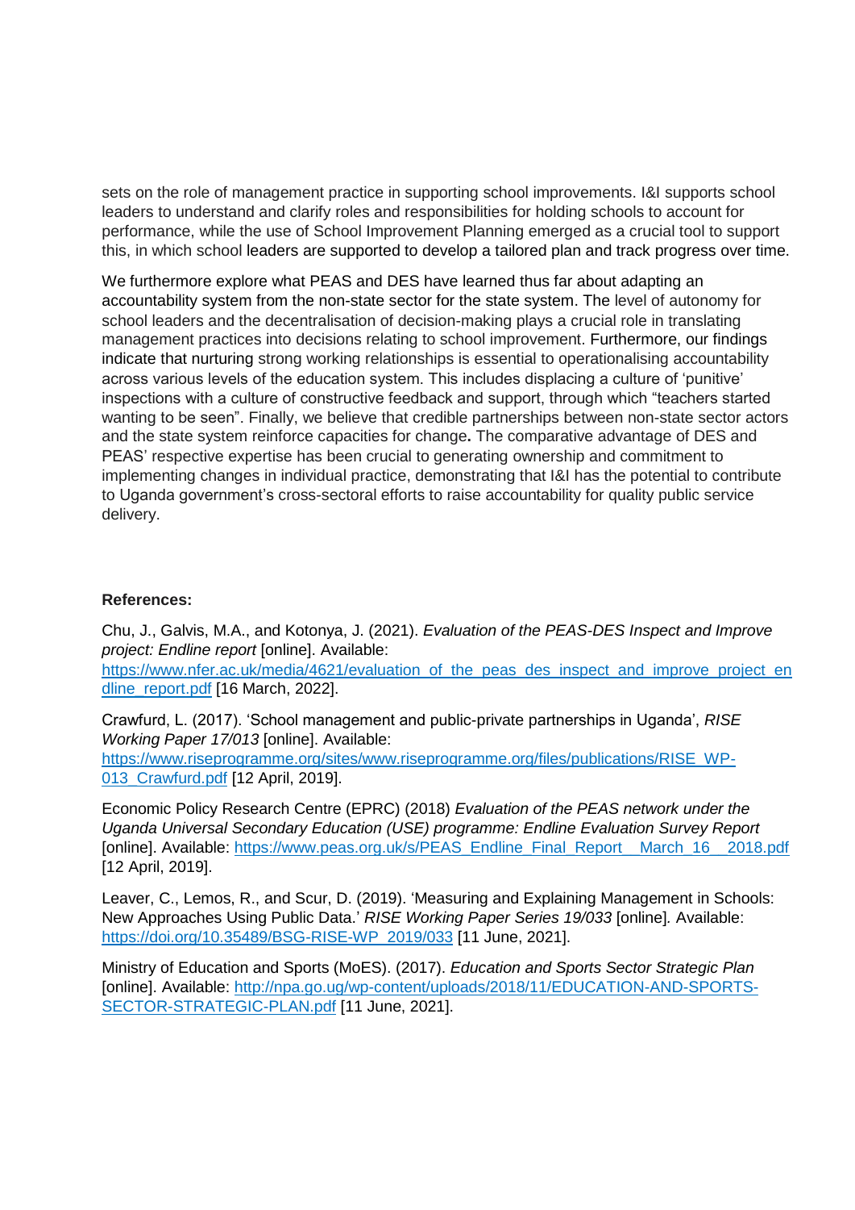sets on the role of management practice in supporting school improvements. I&I supports school leaders to understand and clarify roles and responsibilities for holding schools to account for performance, while the use of School Improvement Planning emerged as a crucial tool to support this, in which school leaders are supported to develop a tailored plan and track progress over time.

We furthermore explore what PEAS and DES have learned thus far about adapting an accountability system from the non-state sector for the state system. The level of autonomy for school leaders and the decentralisation of decision-making plays a crucial role in translating management practices into decisions relating to school improvement. Furthermore, our findings indicate that nurturing strong working relationships is essential to operationalising accountability across various levels of the education system. This includes displacing a culture of 'punitive' inspections with a culture of constructive feedback and support, through which "teachers started wanting to be seen". Finally, we believe that credible partnerships between non-state sector actors and the state system reinforce capacities for change**.** The comparative advantage of DES and PEAS' respective expertise has been crucial to generating ownership and commitment to implementing changes in individual practice, demonstrating that I&I has the potential to contribute to Uganda government's cross-sectoral efforts to raise accountability for quality public service delivery.

**References:**

Chu, J., Galvis, M.A., and Kotonya, J. (2021). *Evaluation of the PEAS-DES Inspect and Improve project: Endline report* [online]. Available: https://www.nfer.ac.uk/media/4621/evaluation_of_the_peas_des_inspect_and_improve_project_endline_report.pdf [16 March, 2022].

Crawfurd, L. (2017). 'School management and public-private partnerships in Uganda', *RISE Working Paper 17/013* [online]. Available: https://www.riseprogramme.org/sites/www.riseprogramme.org/files/publications/RISE_WP-013_Crawfurd.pdf [12 April, 2019].

Economic Policy Research Centre (EPRC) (2018) *Evaluation of the PEAS network under the Uganda Universal Secondary Education (USE) programme: Endline Evaluation Survey Report* [online]. Available: https://www.peas.org.uk/s/PEAS_Endline_Final_Report__March_16__2018.pdf [12 April, 2019].

Leaver, C., Lemos, R., and Scur, D. (2019). 'Measuring and Explaining Management in Schools: New Approaches Using Public Data.' *RISE Working Paper Series 19/033* [online]*.* Available: https://doi.org/10.35489/BSG-RISE-WP_2019/033 [11 June, 2021].

Ministry of Education and Sports (MoES). (2017). *Education and Sports Sector Strategic Plan* [online]. Available: http://npa.go.ug/wp-content/uploads/2018/11/EDUCATION-AND-SPORTS-SECTOR-STRATEGIC-PLAN.pdf [11 June, 2021].